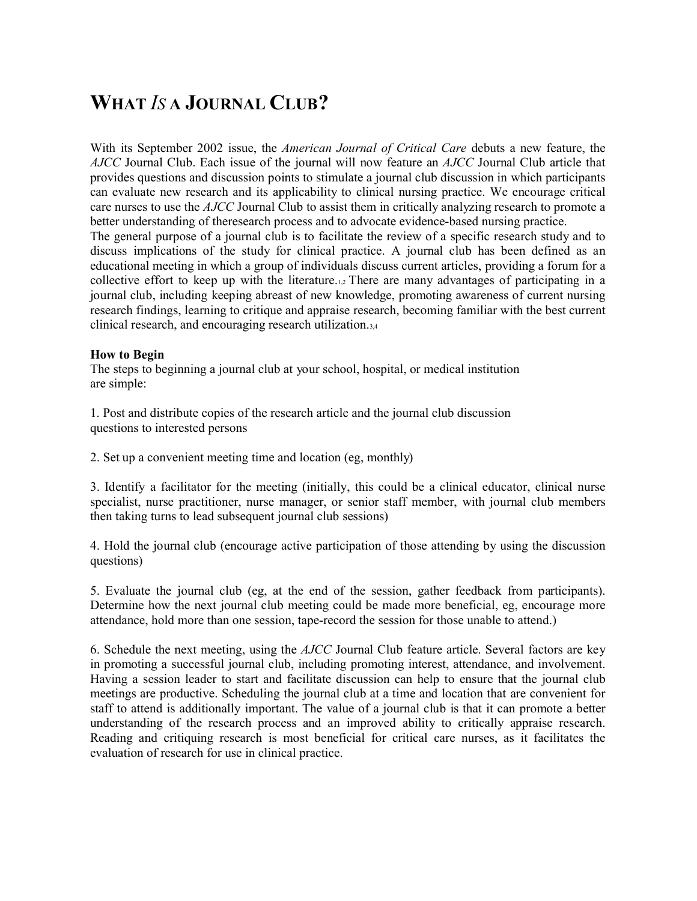# WHAT *IS* A JOURNAL CLUB?

With its September 2002 issue, the *American Journal of Critical Care* debuts a new feature, the *AJCC* Journal Club. Each issue of the journal will now feature an *AJCC* Journal Club article that provides questions and discussion points to stimulate a journal club discussion in which participants can evaluate new research and its applicability to clinical nursing practice. We encourage critical care nurses to use the *AJCC* Journal Club to assist them in critically analyzing research to promote a better understanding of theresearch process and to advocate evidence-based nursing practice.
The general purpose of a journal club is to facilitate the review of a specific research study and to discuss implications of the study for clinical practice. A journal club has been defined as an educational meeting in which a group of individuals discuss current articles, providing a forum for a collective effort to keep up with the literature.[1,2] There are many advantages of participating in a journal club, including keeping abreast of new knowledge, promoting awareness of current nursing research findings, learning to critique and appraise research, becoming familiar with the best current clinical research, and encouraging research utilization.[3,4]

**How to Begin**
The steps to beginning a journal club at your school, hospital, or medical institution are simple:

1. Post and distribute copies of the research article and the journal club discussion questions to interested persons

2. Set up a convenient meeting time and location (eg, monthly)

3. Identify a facilitator for the meeting (initially, this could be a clinical educator, clinical nurse specialist, nurse practitioner, nurse manager, or senior staff member, with journal club members then taking turns to lead subsequent journal club sessions)

4. Hold the journal club (encourage active participation of those attending by using the discussion questions)

5. Evaluate the journal club (eg, at the end of the session, gather feedback from participants). Determine how the next journal club meeting could be made more beneficial, eg, encourage more attendance, hold more than one session, tape-record the session for those unable to attend.)

6. Schedule the next meeting, using the *AJCC* Journal Club feature article. Several factors are key in promoting a successful journal club, including promoting interest, attendance, and involvement. Having a session leader to start and facilitate discussion can help to ensure that the journal club meetings are productive. Scheduling the journal club at a time and location that are convenient for staff to attend is additionally important. The value of a journal club is that it can promote a better understanding of the research process and an improved ability to critically appraise research. Reading and critiquing research is most beneficial for critical care nurses, as it facilitates the evaluation of research for use in clinical practice.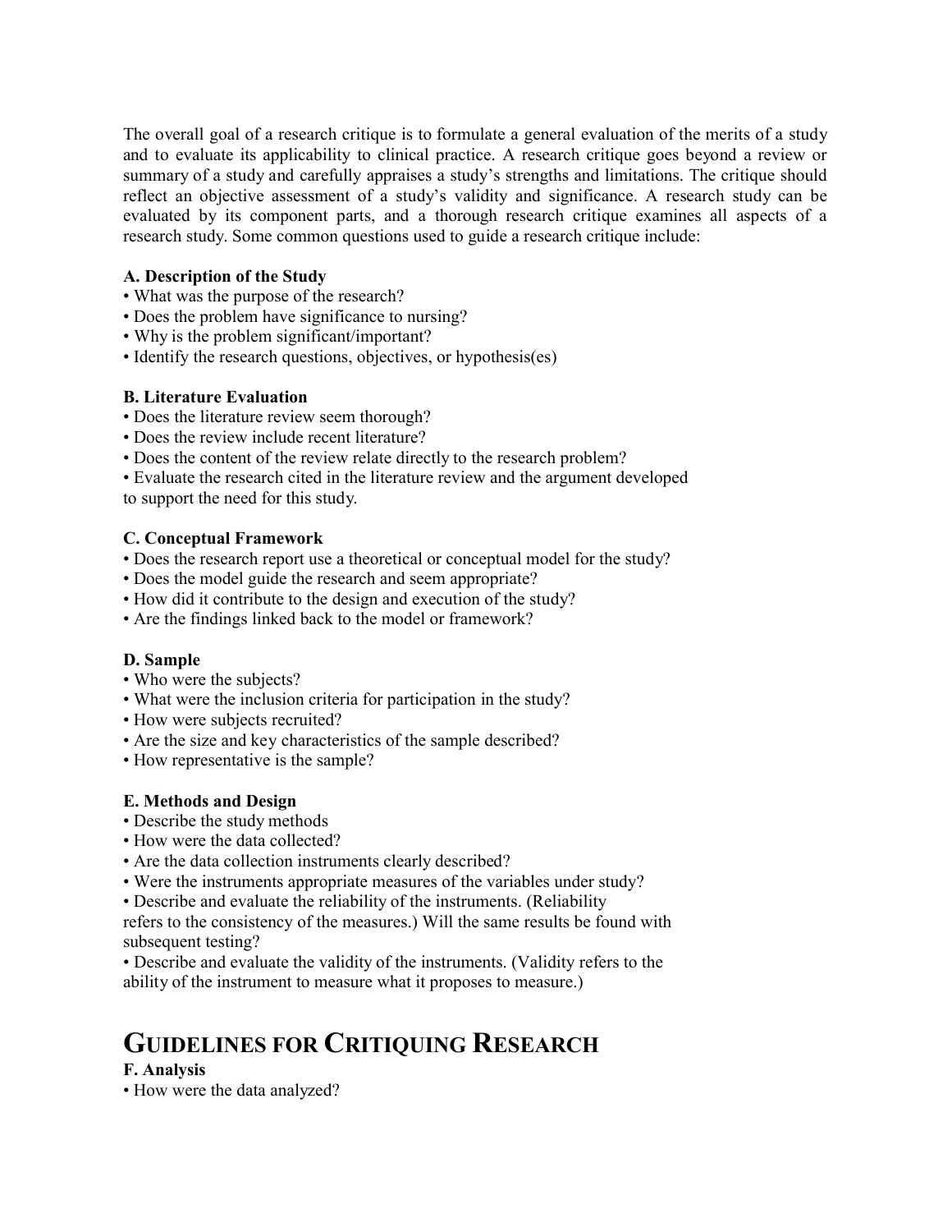The overall goal of a research critique is to formulate a general evaluation of the merits of a study and to evaluate its applicability to clinical practice. A research critique goes beyond a review or summary of a study and carefully appraises a study's strengths and limitations. The critique should reflect an objective assessment of a study's validity and significance. A research study can be evaluated by its component parts, and a thorough research critique examines all aspects of a research study. Some common questions used to guide a research critique include:

**A. Description of the Study**

- What was the purpose of the research?
- Does the problem have significance to nursing?
- Why is the problem significant/important?
- Identify the research questions, objectives, or hypothesis(es)

**B. Literature Evaluation**

- Does the literature review seem thorough?
- Does the review include recent literature?
- Does the content of the review relate directly to the research problem?
- Evaluate the research cited in the literature review and the argument developed to support the need for this study.

**C. Conceptual Framework**

- Does the research report use a theoretical or conceptual model for the study?
- Does the model guide the research and seem appropriate?
- How did it contribute to the design and execution of the study?
- Are the findings linked back to the model or framework?

**D. Sample**

- Who were the subjects?
- What were the inclusion criteria for participation in the study?
- How were subjects recruited?
- Are the size and key characteristics of the sample described?
- How representative is the sample?

**E. Methods and Design**

- Describe the study methods
- How were the data collected?
- Are the data collection instruments clearly described?
- Were the instruments appropriate measures of the variables under study?
- Describe and evaluate the reliability of the instruments. (Reliability refers to the consistency of the measures.) Will the same results be found with subsequent testing?
- Describe and evaluate the validity of the instruments. (Validity refers to the ability of the instrument to measure what it proposes to measure.)

# GUIDELINES FOR CRITIQUING RESEARCH

**F. Analysis**

- How were the data analyzed?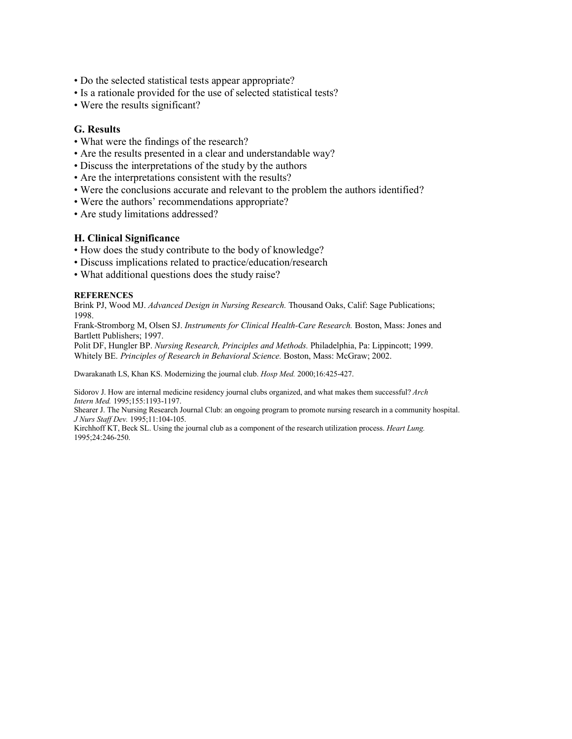- Do the selected statistical tests appear appropriate?
- Is a rationale provided for the use of selected statistical tests?
- Were the results significant?

### G. Results

- What were the findings of the research?
- Are the results presented in a clear and understandable way?
- Discuss the interpretations of the study by the authors
- Are the interpretations consistent with the results?
- Were the conclusions accurate and relevant to the problem the authors identified?
- Were the authors' recommendations appropriate?
- Are study limitations addressed?

### H. Clinical Significance

- How does the study contribute to the body of knowledge?
- Discuss implications related to practice/education/research
- What additional questions does the study raise?

#### REFERENCES

Brink PJ, Wood MJ. *Advanced Design in Nursing Research.* Thousand Oaks, Calif: Sage Publications; 1998.

Frank-Stromborg M, Olsen SJ. *Instruments for Clinical Health-Care Research.* Boston, Mass: Jones and Bartlett Publishers; 1997.

Polit DF, Hungler BP. *Nursing Research, Principles and Methods.* Philadelphia, Pa: Lippincott; 1999.

Whitely BE. *Principles of Research in Behavioral Science.* Boston, Mass: McGraw; 2002.

Dwarakanath LS, Khan KS. Modernizing the journal club. *Hosp Med.* 2000;16:425-427.

Sidorov J. How are internal medicine residency journal clubs organized, and what makes them successful? *Arch Intern Med.* 1995;155:1193-1197.

Shearer J. The Nursing Research Journal Club: an ongoing program to promote nursing research in a community hospital. *J Nurs Staff Dev.* 1995;11:104-105.

Kirchhoff KT, Beck SL. Using the journal club as a component of the research utilization process. *Heart Lung.* 1995;24:246-250.